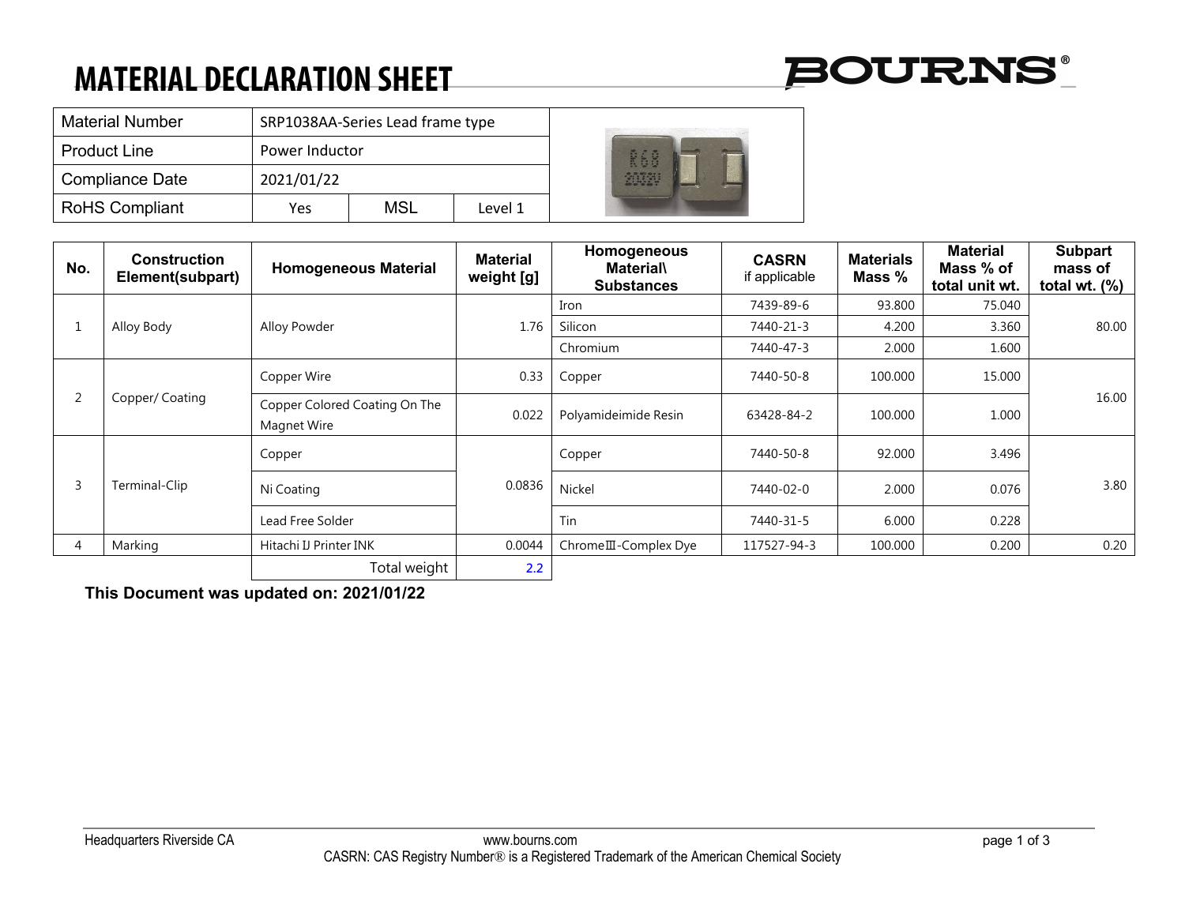# MATERIAL DECLARATION SHEET

BOURNS®

| Material Number | SRP1038AA-Series Lead frame type | | |
|---|---|---|---|
| Product Line | Power Inductor | | |
| Compliance Date | 2021/01/22 | | |
| RoHS Compliant | Yes | MSL | Level 1 |

| No. | Construction Element(subpart) | Homogeneous Material | Material weight [g] | Homogeneous Material\ Substances | CASRN if applicable | Materials Mass % | Material Mass % of total unit wt. | Subpart mass of total wt. (%) |
|---|---|---|---|---|---|---|---|---|
| 1 | Alloy Body | Alloy Powder | 1.76 | Iron | 7439-89-6 | 93.800 | 75.040 | 80.00 |
| | | | | Silicon | 7440-21-3 | 4.200 | 3.360 | |
| | | | | Chromium | 7440-47-3 | 2.000 | 1.600 | |
| 2 | Copper/ Coating | Copper Wire | 0.33 | Copper | 7440-50-8 | 100.000 | 15.000 | 16.00 |
| | | Copper Colored Coating On The Magnet Wire | 0.022 | Polyamideimide Resin | 63428-84-2 | 100.000 | 1.000 | |
| 3 | Terminal-Clip | Copper | 0.0836 | Copper | 7440-50-8 | 92.000 | 3.496 | 3.80 |
| | | Ni Coating | | Nickel | 7440-02-0 | 2.000 | 0.076 | |
| | | Lead Free Solder | | Tin | 7440-31-5 | 6.000 | 0.228 | |
| 4 | Marking | Hitachi IJ Printer INK | 0.0044 | ChromeⅢ-Complex Dye | 117527-94-3 | 100.000 | 0.200 | 0.20 |
| | | Total weight | 2.2 | | | | | |

**This Document was updated on: 2021/01/22**

Headquarters Riverside CA — www.bourns.com

CASRN: CAS Registry Number® is a Registered Trademark of the American Chemical Society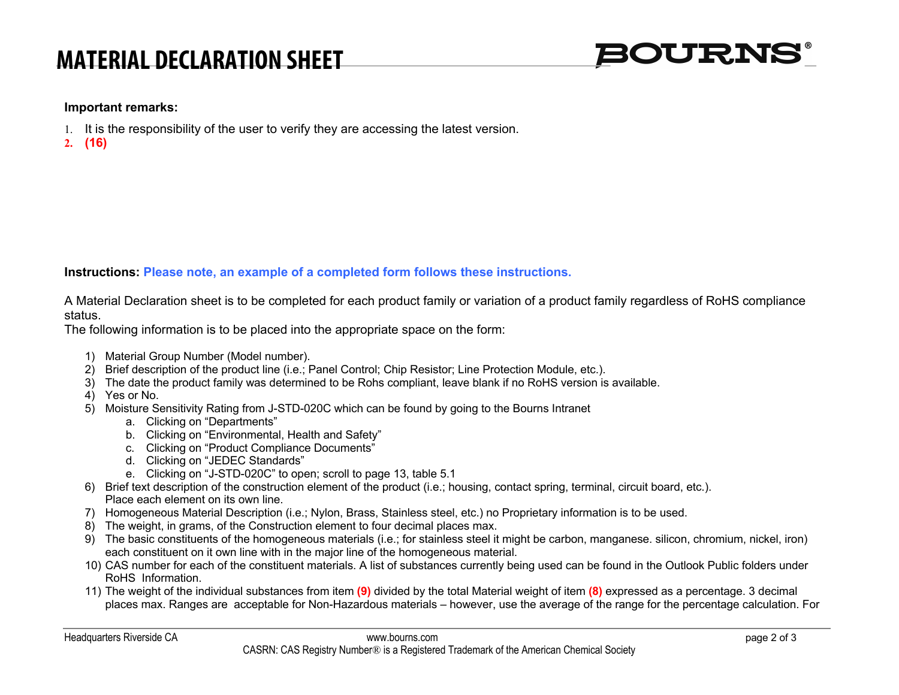# MATERIAL DECLARATION SHEET

**Important remarks:**

1. It is the responsibility of the user to verify they are accessing the latest version.
2. **(16)**

**Instructions:** **Please note, an example of a completed form follows these instructions.**

A Material Declaration sheet is to be completed for each product family or variation of a product family regardless of RoHS compliance status.
The following information is to be placed into the appropriate space on the form:

1) Material Group Number (Model number).
2) Brief description of the product line (i.e.; Panel Control; Chip Resistor; Line Protection Module, etc.).
3) The date the product family was determined to be Rohs compliant, leave blank if no RoHS version is available.
4) Yes or No.
5) Moisture Sensitivity Rating from J-STD-020C which can be found by going to the Bourns Intranet
   a. Clicking on "Departments"
   b. Clicking on "Environmental, Health and Safety"
   c. Clicking on "Product Compliance Documents"
   d. Clicking on "JEDEC Standards"
   e. Clicking on "J-STD-020C" to open; scroll to page 13, table 5.1
6) Brief text description of the construction element of the product (i.e.; housing, contact spring, terminal, circuit board, etc.). Place each element on its own line.
7) Homogeneous Material Description (i.e.; Nylon, Brass, Stainless steel, etc.) no Proprietary information is to be used.
8) The weight, in grams, of the Construction element to four decimal places max.
9) The basic constituents of the homogeneous materials (i.e.; for stainless steel it might be carbon, manganese. silicon, chromium, nickel, iron) each constituent on it own line with in the major line of the homogeneous material.
10) CAS number for each of the constituent materials. A list of substances currently being used can be found in the Outlook Public folders under RoHS Information.
11) The weight of the individual substances from item **(9)** divided by the total Material weight of item **(8)** expressed as a percentage. 3 decimal places max. Ranges are acceptable for Non-Hazardous materials – however, use the average of the range for the percentage calculation. For

Headquarters Riverside CA    www.bourns.com
CASRN: CAS Registry Number® is a Registered Trademark of the American Chemical Society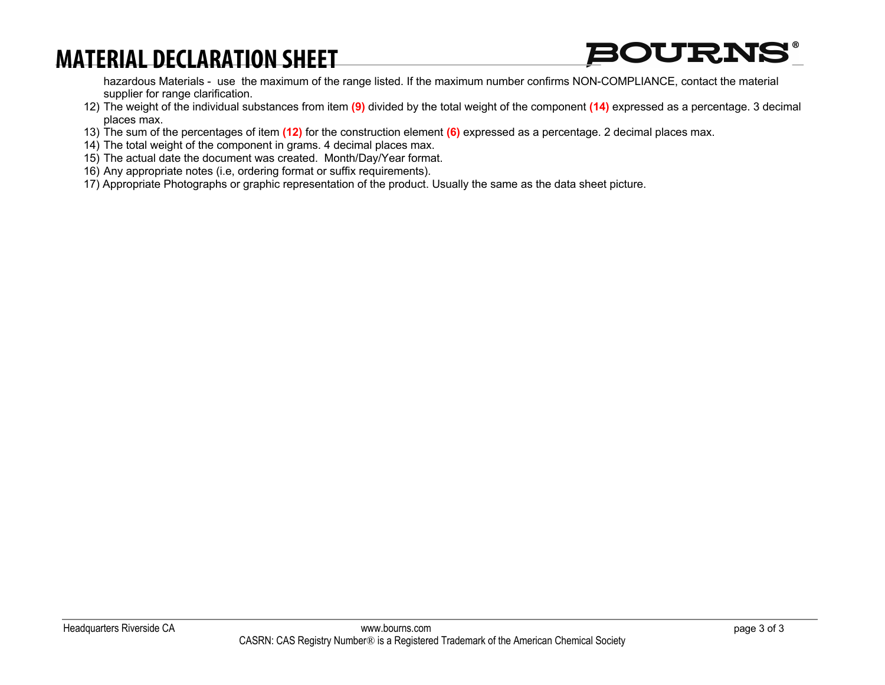# MATERIAL DECLARATION SHEET

hazardous Materials - use the maximum of the range listed. If the maximum number confirms NON-COMPLIANCE, contact the material supplier for range clarification.

12) The weight of the individual substances from item **(9)** divided by the total weight of the component **(14)** expressed as a percentage. 3 decimal places max.
13) The sum of the percentages of item **(12)** for the construction element **(6)** expressed as a percentage. 2 decimal places max.
14) The total weight of the component in grams. 4 decimal places max.
15) The actual date the document was created. Month/Day/Year format.
16) Any appropriate notes (i.e, ordering format or suffix requirements).
17) Appropriate Photographs or graphic representation of the product. Usually the same as the data sheet picture.

CASRN: CAS Registry Number® is a Registered Trademark of the American Chemical Society